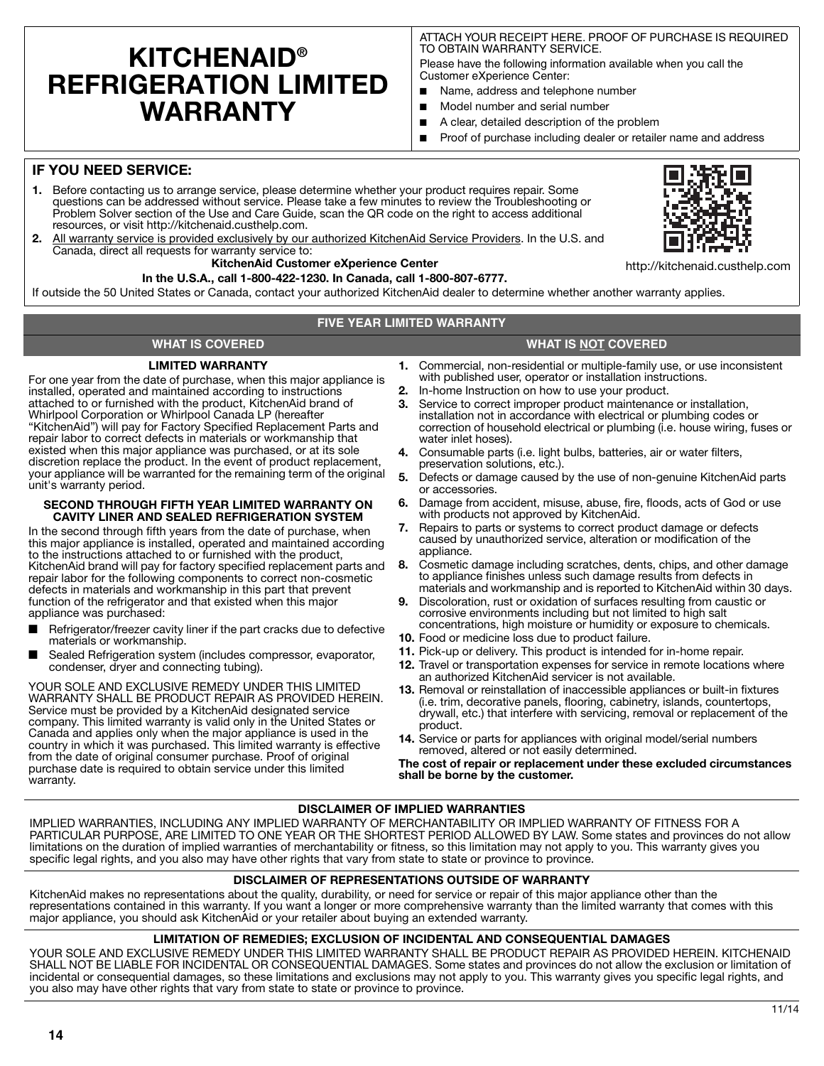# KITCHENAID® REFRIGERATION LIMITED WARRANTY

ATTACH YOUR RECEIPT HERE. PROOF OF PURCHASE IS REQUIRED TO OBTAIN WARRANTY SERVICE.

Please have the following information available when you call the Customer eXperience Center:

- Name, address and telephone number
- Model number and serial number
- A clear, detailed description of the problem
- Proof of purchase including dealer or retailer name and address

## IF YOU NEED SERVICE:

1. Before contacting us to arrange service, please determine whether your product requires repair. Some questions can be addressed without service. Please take a few minutes to review the Troubleshooting or Problem Solver section of the Use and Care Guide, scan the QR code on the right to access additional resources, or visit http://kitchenaid.custhelp.com.
2. All warranty service is provided exclusively by our authorized KitchenAid Service Providers. In the U.S. and Canada, direct all requests for warranty service to:

**KitchenAid Customer eXperience Center**

**In the U.S.A., call 1-800-422-1230. In Canada, call 1-800-807-6777.**

http://kitchenaid.custhelp.com

If outside the 50 United States or Canada, contact your authorized KitchenAid dealer to determine whether another warranty applies.

## FIVE YEAR LIMITED WARRANTY

### WHAT IS COVERED

**LIMITED WARRANTY**

For one year from the date of purchase, when this major appliance is installed, operated and maintained according to instructions attached to or furnished with the product, KitchenAid brand of Whirlpool Corporation or Whirlpool Canada LP (hereafter "KitchenAid") will pay for Factory Specified Replacement Parts and repair labor to correct defects in materials or workmanship that existed when this major appliance was purchased, or at its sole discretion replace the product. In the event of product replacement, your appliance will be warranted for the remaining term of the original unit's warranty period.

**SECOND THROUGH FIFTH YEAR LIMITED WARRANTY ON CAVITY LINER AND SEALED REFRIGERATION SYSTEM**

In the second through fifth years from the date of purchase, when this major appliance is installed, operated and maintained according to the instructions attached to or furnished with the product, KitchenAid brand will pay for factory specified replacement parts and repair labor for the following components to correct non-cosmetic defects in materials and workmanship in this part that prevent function of the refrigerator and that existed when this major appliance was purchased:

- Refrigerator/freezer cavity liner if the part cracks due to defective materials or workmanship.
- Sealed Refrigeration system (includes compressor, evaporator, condenser, dryer and connecting tubing).

YOUR SOLE AND EXCLUSIVE REMEDY UNDER THIS LIMITED WARRANTY SHALL BE PRODUCT REPAIR AS PROVIDED HEREIN. Service must be provided by a KitchenAid designated service company. This limited warranty is valid only in the United States or Canada and applies only when the major appliance is used in the country in which it was purchased. This limited warranty is effective from the date of original consumer purchase. Proof of original purchase date is required to obtain service under this limited warranty.

### WHAT IS NOT COVERED

1. Commercial, non-residential or multiple-family use, or use inconsistent with published user, operator or installation instructions.
2. In-home Instruction on how to use your product.
3. Service to correct improper product maintenance or installation, installation not in accordance with electrical or plumbing codes or correction of household electrical or plumbing (i.e. house wiring, fuses or water inlet hoses).
4. Consumable parts (i.e. light bulbs, batteries, air or water filters, preservation solutions, etc.).
5. Defects or damage caused by the use of non-genuine KitchenAid parts or accessories.
6. Damage from accident, misuse, abuse, fire, floods, acts of God or use with products not approved by KitchenAid.
7. Repairs to parts or systems to correct product damage or defects caused by unauthorized service, alteration or modification of the appliance.
8. Cosmetic damage including scratches, dents, chips, and other damage to appliance finishes unless such damage results from defects in materials and workmanship and is reported to KitchenAid within 30 days.
9. Discoloration, rust or oxidation of surfaces resulting from caustic or corrosive environments including but not limited to high salt concentrations, high moisture or humidity or exposure to chemicals.
10. Food or medicine loss due to product failure.
11. Pick-up or delivery. This product is intended for in-home repair.
12. Travel or transportation expenses for service in remote locations where an authorized KitchenAid servicer is not available.
13. Removal or reinstallation of inaccessible appliances or built-in fixtures (i.e. trim, decorative panels, flooring, cabinetry, islands, countertops, drywall, etc.) that interfere with servicing, removal or replacement of the product.
14. Service or parts for appliances with original model/serial numbers removed, altered or not easily determined.

**The cost of repair or replacement under these excluded circumstances shall be borne by the customer.**

### DISCLAIMER OF IMPLIED WARRANTIES

IMPLIED WARRANTIES, INCLUDING ANY IMPLIED WARRANTY OF MERCHANTABILITY OR IMPLIED WARRANTY OF FITNESS FOR A PARTICULAR PURPOSE, ARE LIMITED TO ONE YEAR OR THE SHORTEST PERIOD ALLOWED BY LAW. Some states and provinces do not allow limitations on the duration of implied warranties of merchantability or fitness, so this limitation may not apply to you. This warranty gives you specific legal rights, and you also may have other rights that vary from state to state or province to province.

### DISCLAIMER OF REPRESENTATIONS OUTSIDE OF WARRANTY

KitchenAid makes no representations about the quality, durability, or need for service or repair of this major appliance other than the representations contained in this warranty. If you want a longer or more comprehensive warranty than the limited warranty that comes with this major appliance, you should ask KitchenAid or your retailer about buying an extended warranty.

### LIMITATION OF REMEDIES; EXCLUSION OF INCIDENTAL AND CONSEQUENTIAL DAMAGES

YOUR SOLE AND EXCLUSIVE REMEDY UNDER THIS LIMITED WARRANTY SHALL BE PRODUCT REPAIR AS PROVIDED HEREIN. KITCHENAID SHALL NOT BE LIABLE FOR INCIDENTAL OR CONSEQUENTIAL DAMAGES. Some states and provinces do not allow the exclusion or limitation of incidental or consequential damages, so these limitations and exclusions may not apply to you. This warranty gives you specific legal rights, and you also may have other rights that vary from state to state or province to province.

11/14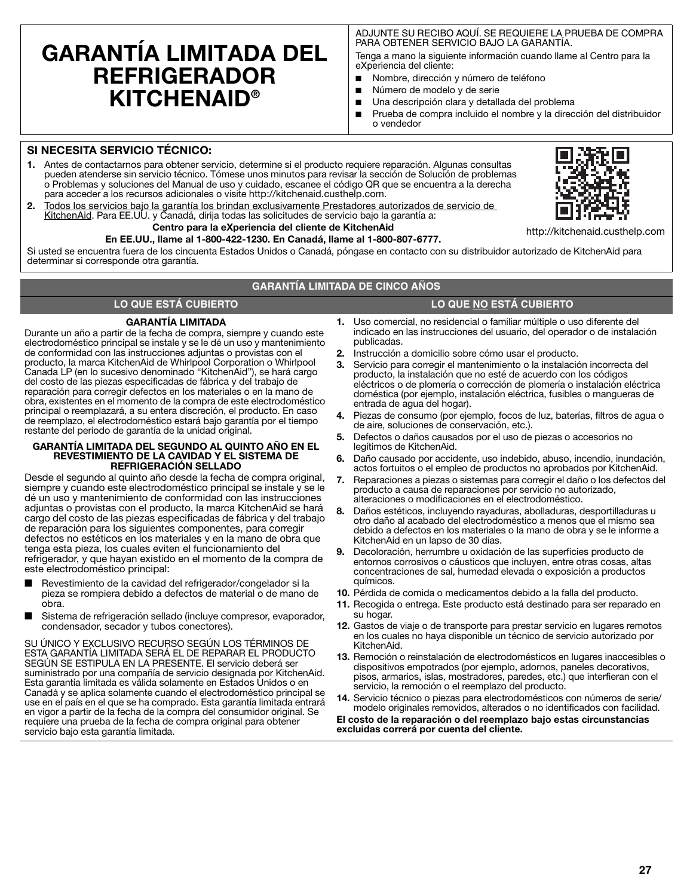# GARANTÍA LIMITADA DEL REFRIGERADOR KITCHENAID®

ADJUNTE SU RECIBO AQUÍ. SE REQUIERE LA PRUEBA DE COMPRA PARA OBTENER SERVICIO BAJO LA GARANTÍA.

Tenga a mano la siguiente información cuando llame al Centro para la eXperiencia del cliente:

- Nombre, dirección y número de teléfono
- Número de modelo y de serie
- Una descripción clara y detallada del problema
- Prueba de compra incluido el nombre y la dirección del distribuidor o vendedor

## SI NECESITA SERVICIO TÉCNICO:

1. Antes de contactarnos para obtener servicio, determine si el producto requiere reparación. Algunas consultas pueden atenderse sin servicio técnico. Tómese unos minutos para revisar la sección de Solución de problemas o Problemas y soluciones del Manual de uso y cuidado, escanee el código QR que se encuentra a la derecha para acceder a los recursos adicionales o visite http://kitchenaid.custhelp.com.
2. Todos los servicios bajo la garantía los brindan exclusivamente Prestadores autorizados de servicio de KitchenAid. Para EE.UU. y Canadá, dirija todas las solicitudes de servicio bajo la garantía a:

**Centro para la eXperiencia del cliente de KitchenAid**

**En EE.UU., llame al 1-800-422-1230. En Canadá, llame al 1-800-807-6777.**

http://kitchenaid.custhelp.com

Si usted se encuentra fuera de los cincuenta Estados Unidos o Canadá, póngase en contacto con su distribuidor autorizado de KitchenAid para determinar si corresponde otra garantía.

## GARANTÍA LIMITADA DE CINCO AÑOS

### LO QUE ESTÁ CUBIERTO

**GARANTÍA LIMITADA**

Durante un año a partir de la fecha de compra, siempre y cuando este electrodoméstico principal se instale y se le dé un uso y mantenimiento de conformidad con las instrucciones adjuntas o provistas con el producto, la marca KitchenAid de Whirlpool Corporation o Whirlpool Canada LP (en lo sucesivo denominado "KitchenAid"), se hará cargo del costo de las piezas especificadas de fábrica y del trabajo de reparación para corregir defectos en los materiales o en la mano de obra, existentes en el momento de la compra de este electrodoméstico principal o reemplazará, a su entera discreción, el producto. En caso de reemplazo, el electrodoméstico estará bajo garantía por el tiempo restante del periodo de garantía de la unidad original.

**GARANTÍA LIMITADA DEL SEGUNDO AL QUINTO AÑO EN EL REVESTIMIENTO DE LA CAVIDAD Y EL SISTEMA DE REFRIGERACIÓN SELLADO**

Desde el segundo al quinto año desde la fecha de compra original, siempre y cuando este electrodoméstico principal se instale y se le dé un uso y mantenimiento de conformidad con las instrucciones adjuntas o provistas con el producto, la marca KitchenAid se hará cargo del costo de las piezas especificadas de fábrica y del trabajo de reparación para los siguientes componentes, para corregir defectos no estéticos en los materiales y en la mano de obra que tenga esta pieza, los cuales eviten el funcionamiento del refrigerador, y que hayan existido en el momento de la compra de este electrodoméstico principal:

- Revestimiento de la cavidad del refrigerador/congelador si la pieza se rompiera debido a defectos de material o de mano de obra.
- Sistema de refrigeración sellado (incluye compresor, evaporador, condensador, secador y tubos conectores).

SU ÚNICO Y EXCLUSIVO RECURSO SEGÚN LOS TÉRMINOS DE ESTA GARANTÍA LIMITADA SERÁ EL DE REPARAR EL PRODUCTO SEGÚN SE ESTIPULA EN LA PRESENTE. El servicio deberá ser suministrado por una compañía de servicio designada por KitchenAid. Esta garantía limitada es válida solamente en Estados Unidos o en Canadá y se aplica solamente cuando el electrodoméstico principal se use en el país en el que se ha comprado. Esta garantía limitada entrará en vigor a partir de la fecha de la compra del consumidor original. Se requiere una prueba de la fecha de compra original para obtener servicio bajo esta garantía limitada.

### LO QUE NO ESTÁ CUBIERTO

1. Uso comercial, no residencial o familiar múltiple o uso diferente del indicado en las instrucciones del usuario, del operador o de instalación publicadas.
2. Instrucción a domicilio sobre cómo usar el producto.
3. Servicio para corregir el mantenimiento o la instalación incorrecta del producto, la instalación que no esté de acuerdo con los códigos eléctricos o de plomería o corrección de plomería o instalación eléctrica doméstica (por ejemplo, instalación eléctrica, fusibles o mangueras de entrada de agua del hogar).
4. Piezas de consumo (por ejemplo, focos de luz, baterías, filtros de agua o de aire, soluciones de conservación, etc.).
5. Defectos o daños causados por el uso de piezas o accesorios no legítimos de KitchenAid.
6. Daño causado por accidente, uso indebido, abuso, incendio, inundación, actos fortuitos o el empleo de productos no aprobados por KitchenAid.
7. Reparaciones a piezas o sistemas para corregir el daño o los defectos del producto a causa de reparaciones por servicio no autorizado, alteraciones o modificaciones en el electrodoméstico.
8. Daños estéticos, incluyendo rayaduras, abolladuras, desportilladuras u otro daño al acabado del electrodoméstico a menos que el mismo sea debido a defectos en los materiales o la mano de obra y se le informe a KitchenAid en un lapso de 30 días.
9. Decoloración, herrumbre u oxidación de las superficies producto de entornos corrosivos o cáusticos que incluyen, entre otras cosas, altas concentraciones de sal, humedad elevada o exposición a productos químicos.
10. Pérdida de comida o medicamentos debido a la falla del producto.
11. Recogida o entrega. Este producto está destinado para ser reparado en su hogar.
12. Gastos de viaje o de transporte para prestar servicio en lugares remotos en los cuales no haya disponible un técnico de servicio autorizado por KitchenAid.
13. Remoción o reinstalación de electrodomésticos en lugares inaccesibles o dispositivos empotrados (por ejemplo, adornos, paneles decorativos, pisos, armarios, islas, mostradores, paredes, etc.) que interfieran con el servicio, la remoción o el reemplazo del producto.
14. Servicio técnico o piezas para electrodomésticos con números de serie/modelo originales removidos, alterados o no identificados con facilidad.

**El costo de la reparación o del reemplazo bajo estas circunstancias excluidas correrá por cuenta del cliente.**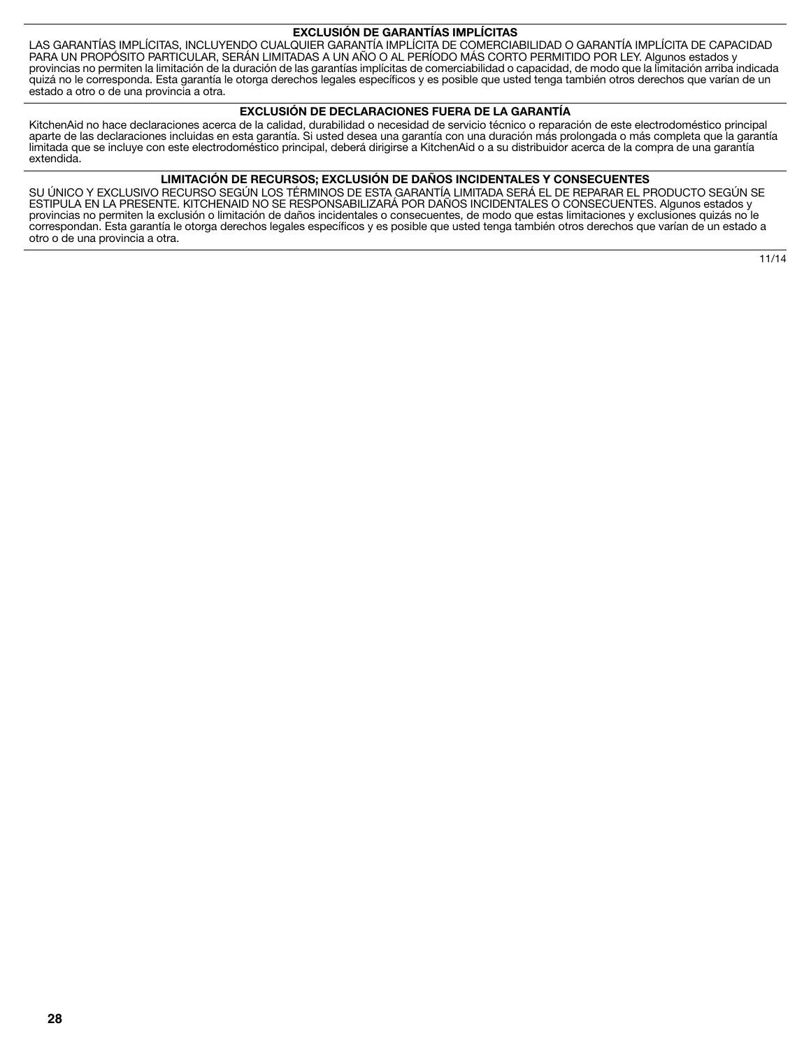## EXCLUSIÓN DE GARANTÍAS IMPLÍCITAS

LAS GARANTÍAS IMPLÍCITAS, INCLUYENDO CUALQUIER GARANTÍA IMPLÍCITA DE COMERCIABILIDAD O GARANTÍA IMPLÍCITA DE CAPACIDAD PARA UN PROPÓSITO PARTICULAR, SERÁN LIMITADAS A UN AÑO O AL PERÍODO MÁS CORTO PERMITIDO POR LEY. Algunos estados y provincias no permiten la limitación de la duración de las garantías implícitas de comerciabilidad o capacidad, de modo que la limitación arriba indicada quizá no le corresponda. Esta garantía le otorga derechos legales específicos y es posible que usted tenga también otros derechos que varían de un estado a otro o de una provincia a otra.

## EXCLUSIÓN DE DECLARACIONES FUERA DE LA GARANTÍA

KitchenAid no hace declaraciones acerca de la calidad, durabilidad o necesidad de servicio técnico o reparación de este electrodoméstico principal aparte de las declaraciones incluidas en esta garantía. Si usted desea una garantía con una duración más prolongada o más completa que la garantía limitada que se incluye con este electrodoméstico principal, deberá dirigirse a KitchenAid o a su distribuidor acerca de la compra de una garantía extendida.

## LIMITACIÓN DE RECURSOS; EXCLUSIÓN DE DAÑOS INCIDENTALES Y CONSECUENTES

SU ÚNICO Y EXCLUSIVO RECURSO SEGÚN LOS TÉRMINOS DE ESTA GARANTÍA LIMITADA SERÁ EL DE REPARAR EL PRODUCTO SEGÚN SE ESTIPULA EN LA PRESENTE. KITCHENAID NO SE RESPONSABILIZARÁ POR DAÑOS INCIDENTALES O CONSECUENTES. Algunos estados y provincias no permiten la exclusión o limitación de daños incidentales o consecuentes, de modo que estas limitaciones y exclusiones quizás no le correspondan. Esta garantía le otorga derechos legales específicos y es posible que usted tenga también otros derechos que varían de un estado a otro o de una provincia a otra.

11/14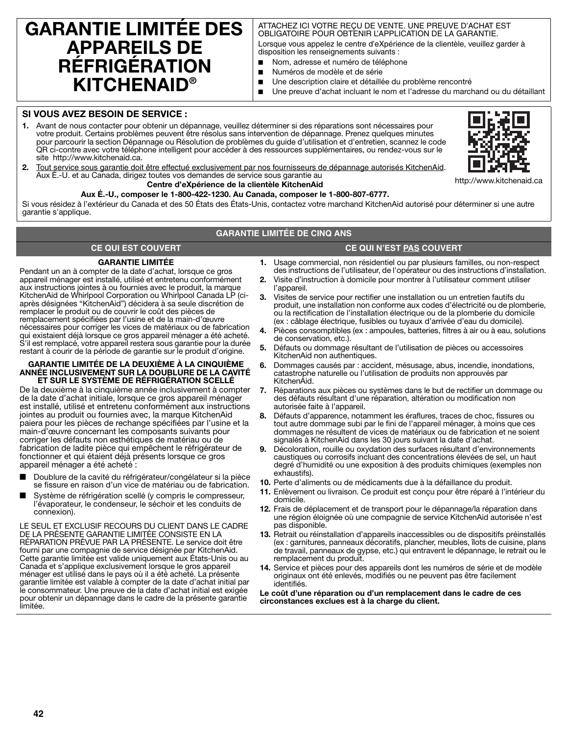# GARANTIE LIMITÉE DES APPAREILS DE RÉFRIGÉRATION KITCHENAID®

ATTACHEZ ICI VOTRE REÇU DE VENTE. UNE PREUVE D'ACHAT EST OBLIGATOIRE POUR OBTENIR L'APPLICATION DE LA GARANTIE.

Lorsque vous appelez le centre d'eXpérience de la clientèle, veuillez garder à disposition les renseignements suivants :

- Nom, adresse et numéro de téléphone
- Numéros de modèle et de série
- Une description claire et détaillée du problème rencontré
- Une preuve d'achat incluant le nom et l'adresse du marchand ou du détaillant

## SI VOUS AVEZ BESOIN DE SERVICE :

1. Avant de nous contacter pour obtenir un dépannage, veuillez déterminer si des réparations sont nécessaires pour votre produit. Certains problèmes peuvent être résolus sans intervention de dépannage. Prenez quelques minutes pour parcourir la section Dépannage ou Résolution de problèmes du guide d'utilisation et d'entretien, scannez le code QR ci-contre avec votre téléphone intelligent pour accéder à des ressources supplémentaires, ou rendez-vous sur le site http://www.kitchenaid.ca.
2. Tout service sous garantie doit être effectué exclusivement par nos fournisseurs de dépannage autorisés KitchenAid. Aux É.-U. et au Canada, dirigez toutes vos demandes de service sous garantie au

**Centre d'eXpérience de la clientèle KitchenAid**

**Aux É.-U., composer le 1-800-422-1230. Au Canada, composer le 1-800-807-6777.**

http://www.kitchenaid.ca

Si vous résidez à l'extérieur du Canada et des 50 États des États-Unis, contactez votre marchand KitchenAid autorisé pour déterminer si une autre garantie s'applique.

## GARANTIE LIMITÉE DE CINQ ANS

### CE QUI EST COUVERT

**GARANTIE LIMITÉE**

Pendant un an à compter de la date d'achat, lorsque ce gros appareil ménager est installé, utilisé et entretenu conformément aux instructions jointes à ou fournies avec le produit, la marque KitchenAid de Whirlpool Corporation ou Whirlpool Canada LP (ci-après désignées "KitchenAid") décidera à sa seule discrétion de remplacer le produit ou de couvrir le coût des pièces de remplacement spécifiées par l'usine et de la main-d'œuvre nécessaires pour corriger les vices de matériaux ou de fabrication qui existaient déjà lorsque ce gros appareil ménager a été acheté. S'il est remplacé, votre appareil restera sous garantie pour la durée restant à courir de la période de garantie sur le produit d'origine.

**GARANTIE LIMITÉE DE LA DEUXIÈME À LA CINQUIÈME ANNÉE INCLUSIVEMENT SUR LA DOUBLURE DE LA CAVITÉ ET SUR LE SYSTÈME DE RÉFRIGÉRATION SCELLÉ**

De la deuxième à la cinquième année inclusivement à compter de la date d'achat initiale, lorsque ce gros appareil ménager est installé, utilisé et entretenu conformément aux instructions jointes au produit ou fournies avec, la marque KitchenAid paiera pour les pièces de rechange spécifiées par l'usine et la main-d'œuvre concernant les composants suivants pour corriger les défauts non esthétiques de matériau ou de fabrication de ladite pièce qui empêchent le réfrigérateur de fonctionner et qui étaient déjà présents lorsque ce gros appareil ménager a été acheté :

- Doublure de la cavité du réfrigérateur/congélateur si la pièce se fissure en raison d'un vice de matériau ou de fabrication.
- Système de réfrigération scellé (y compris le compresseur, l'évaporateur, le condenseur, le séchoir et les conduits de connexion).

LE SEUL ET EXCLUSIF RECOURS DU CLIENT DANS LE CADRE DE LA PRÉSENTE GARANTIE LIMITÉE CONSISTE EN LA RÉPARATION PRÉVUE PAR LA PRÉSENTE. Le service doit être fourni par une compagnie de service désignée par KitchenAid. Cette garantie limitée est valide uniquement aux États-Unis ou au Canada et s'applique exclusivement lorsque le gros appareil ménager est utilisé dans le pays où il a été acheté. La présente garantie limitée est valable à compter de la date d'achat initial par le consommateur. Une preuve de la date d'achat initial est exigée pour obtenir un dépannage dans le cadre de la présente garantie limitée.

### CE QUI N'EST PAS COUVERT

1. Usage commercial, non résidentiel ou par plusieurs familles, ou non-respect des instructions de l'utilisateur, de l'opérateur ou des instructions d'installation.
2. Visite d'instruction à domicile pour montrer à l'utilisateur comment utiliser l'appareil.
3. Visites de service pour rectifier une installation ou un entretien fautifs du produit, une installation non conforme aux codes d'électricité ou de plomberie, ou la rectification de l'installation électrique ou de la plomberie du domicile (ex : câblage électrique, fusibles ou tuyaux d'arrivée d'eau du domicile).
4. Pièces consomptibles (ex : ampoules, batteries, filtres à air ou à eau, solutions de conservation, etc.).
5. Défauts ou dommage résultant de l'utilisation de pièces ou accessoires KitchenAid non authentiques.
6. Dommages causés par : accident, mésusage, abus, incendie, inondations, catastrophe naturelle ou l'utilisation de produits non approuvés par KitchenAid.
7. Réparations aux pièces ou systèmes dans le but de rectifier un dommage ou des défauts résultant d'une réparation, altération ou modification non autorisée faite à l'appareil.
8. Défauts d'apparence, notamment les éraflures, traces de choc, fissures ou tout autre dommage subi par le fini de l'appareil ménager, à moins que ces dommages ne résultent de vices de matériaux ou de fabrication et ne soient signalés à KitchenAid dans les 30 jours suivant la date d'achat.
9. Décoloration, rouille ou oxydation des surfaces résultant d'environnements caustiques ou corrosifs incluant des concentrations élevées de sel, un haut degré d'humidité ou une exposition à des produits chimiques (exemples non exhaustifs).
10. Perte d'aliments ou de médicaments due à la défaillance du produit.
11. Enlèvement ou livraison. Ce produit est conçu pour être réparé à l'intérieur du domicile.
12. Frais de déplacement et de transport pour le dépannage/la réparation dans une région éloignée où une compagnie de service KitchenAid autorisée n'est pas disponible.
13. Retrait ou réinstallation d'appareils inaccessibles ou de dispositifs préinstallés (ex : garnitures, panneaux décoratifs, plancher, meubles, îlots de cuisine, plans de travail, panneaux de gypse, etc.) qui entravent le dépannage, le retrait ou le remplacement du produit.
14. Service et pièces pour des appareils dont les numéros de série et de modèle originaux ont été enlevés, modifiés ou ne peuvent pas être facilement identifiés.

**Le coût d'une réparation ou d'un remplacement dans le cadre de ces circonstances exclues est à la charge du client.**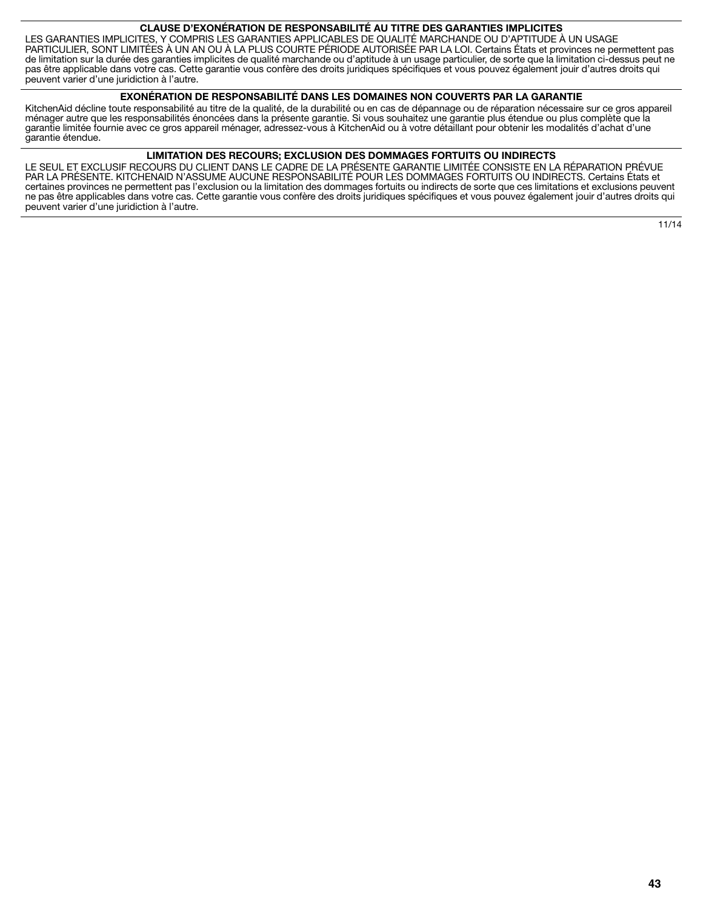**CLAUSE D'EXONÉRATION DE RESPONSABILITÉ AU TITRE DES GARANTIES IMPLICITES**

LES GARANTIES IMPLICITES, Y COMPRIS LES GARANTIES APPLICABLES DE QUALITÉ MARCHANDE OU D'APTITUDE À UN USAGE PARTICULIER, SONT LIMITÉES À UN AN OU À LA PLUS COURTE PÉRIODE AUTORISÉE PAR LA LOI. Certains États et provinces ne permettent pas de limitation sur la durée des garanties implicites de qualité marchande ou d'aptitude à un usage particulier, de sorte que la limitation ci-dessus peut ne pas être applicable dans votre cas. Cette garantie vous confère des droits juridiques spécifiques et vous pouvez également jouir d'autres droits qui peuvent varier d'une juridiction à l'autre.

**EXONÉRATION DE RESPONSABILITÉ DANS LES DOMAINES NON COUVERTS PAR LA GARANTIE**

KitchenAid décline toute responsabilité au titre de la qualité, de la durabilité ou en cas de dépannage ou de réparation nécessaire sur ce gros appareil ménager autre que les responsabilités énoncées dans la présente garantie. Si vous souhaitez une garantie plus étendue ou plus complète que la garantie limitée fournie avec ce gros appareil ménager, adressez-vous à KitchenAid ou à votre détaillant pour obtenir les modalités d'achat d'une garantie étendue.

**LIMITATION DES RECOURS; EXCLUSION DES DOMMAGES FORTUITS OU INDIRECTS**

LE SEUL ET EXCLUSIF RECOURS DU CLIENT DANS LE CADRE DE LA PRÉSENTE GARANTIE LIMITÉE CONSISTE EN LA RÉPARATION PRÉVUE PAR LA PRÉSENTE. KITCHENAID N'ASSUME AUCUNE RESPONSABILITÉ POUR LES DOMMAGES FORTUITS OU INDIRECTS. Certains États et certaines provinces ne permettent pas l'exclusion ou la limitation des dommages fortuits ou indirects de sorte que ces limitations et exclusions peuvent ne pas être applicables dans votre cas. Cette garantie vous confère des droits juridiques spécifiques et vous pouvez également jouir d'autres droits qui peuvent varier d'une juridiction à l'autre.

11/14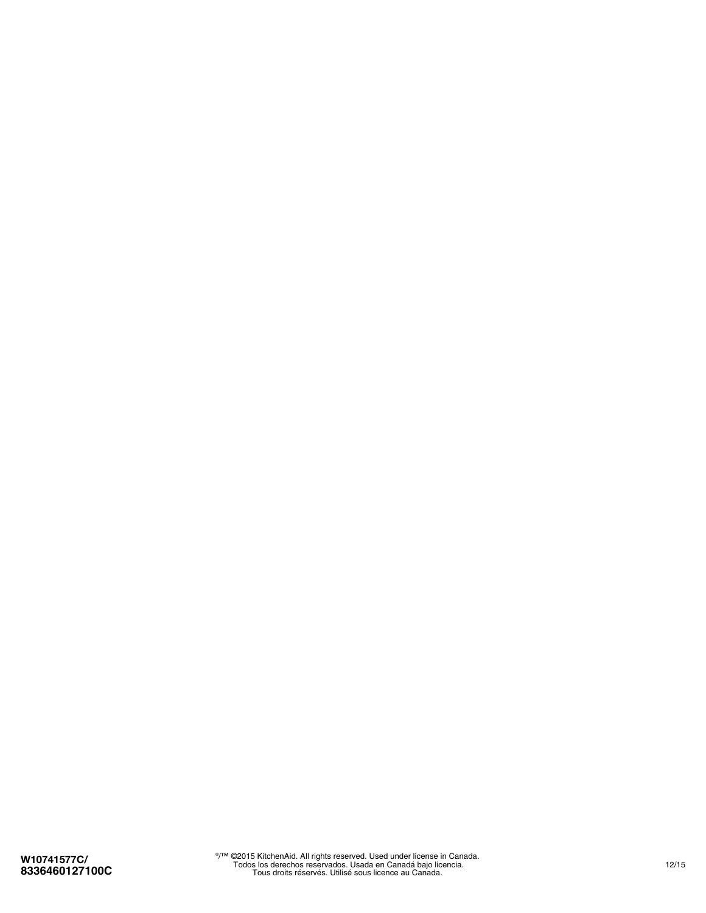**W10741577C/**
**8336460127100C**

®/™ ©2015 KitchenAid. All rights reserved. Used under license in Canada.
Todos los derechos reservados. Usada en Canadá bajo licencia.
Tous droits réservés. Utilisé sous licence au Canada.

12/15